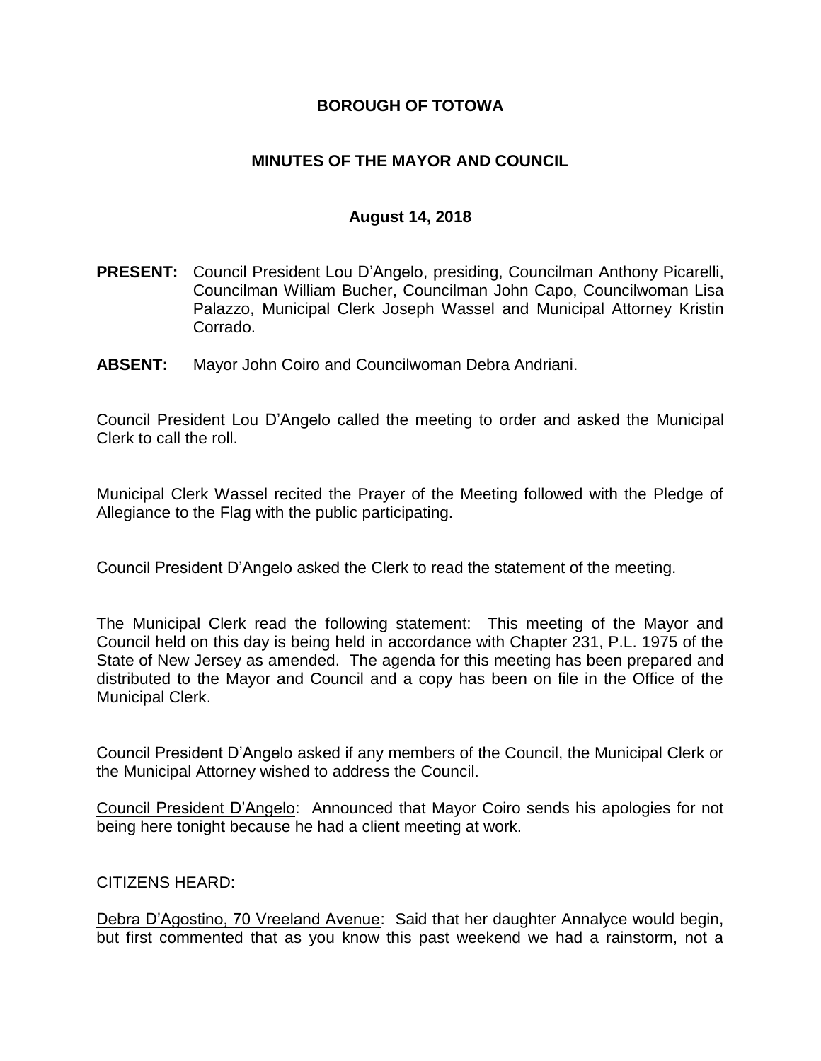# BOROUGH OF TOTOWA

## MINUTES OF THE MAYOR AND COUNCIL

### August 14, 2018

**PRESENT:** Council President Lou D'Angelo, presiding, Councilman Anthony Picarelli, Councilman William Bucher, Councilman John Capo, Councilwoman Lisa Palazzo, Municipal Clerk Joseph Wassel and Municipal Attorney Kristin Corrado.

**ABSENT:** Mayor John Coiro and Councilwoman Debra Andriani.

Council President Lou D'Angelo called the meeting to order and asked the Municipal Clerk to call the roll.

Municipal Clerk Wassel recited the Prayer of the Meeting followed with the Pledge of Allegiance to the Flag with the public participating.

Council President D'Angelo asked the Clerk to read the statement of the meeting.

The Municipal Clerk read the following statement: This meeting of the Mayor and Council held on this day is being held in accordance with Chapter 231, P.L. 1975 of the State of New Jersey as amended. The agenda for this meeting has been prepared and distributed to the Mayor and Council and a copy has been on file in the Office of the Municipal Clerk.

Council President D'Angelo asked if any members of the Council, the Municipal Clerk or the Municipal Attorney wished to address the Council.

Council President D'Angelo: Announced that Mayor Coiro sends his apologies for not being here tonight because he had a client meeting at work.

CITIZENS HEARD:

Debra D'Agostino, 70 Vreeland Avenue: Said that her daughter Annalyce would begin, but first commented that as you know this past weekend we had a rainstorm, not a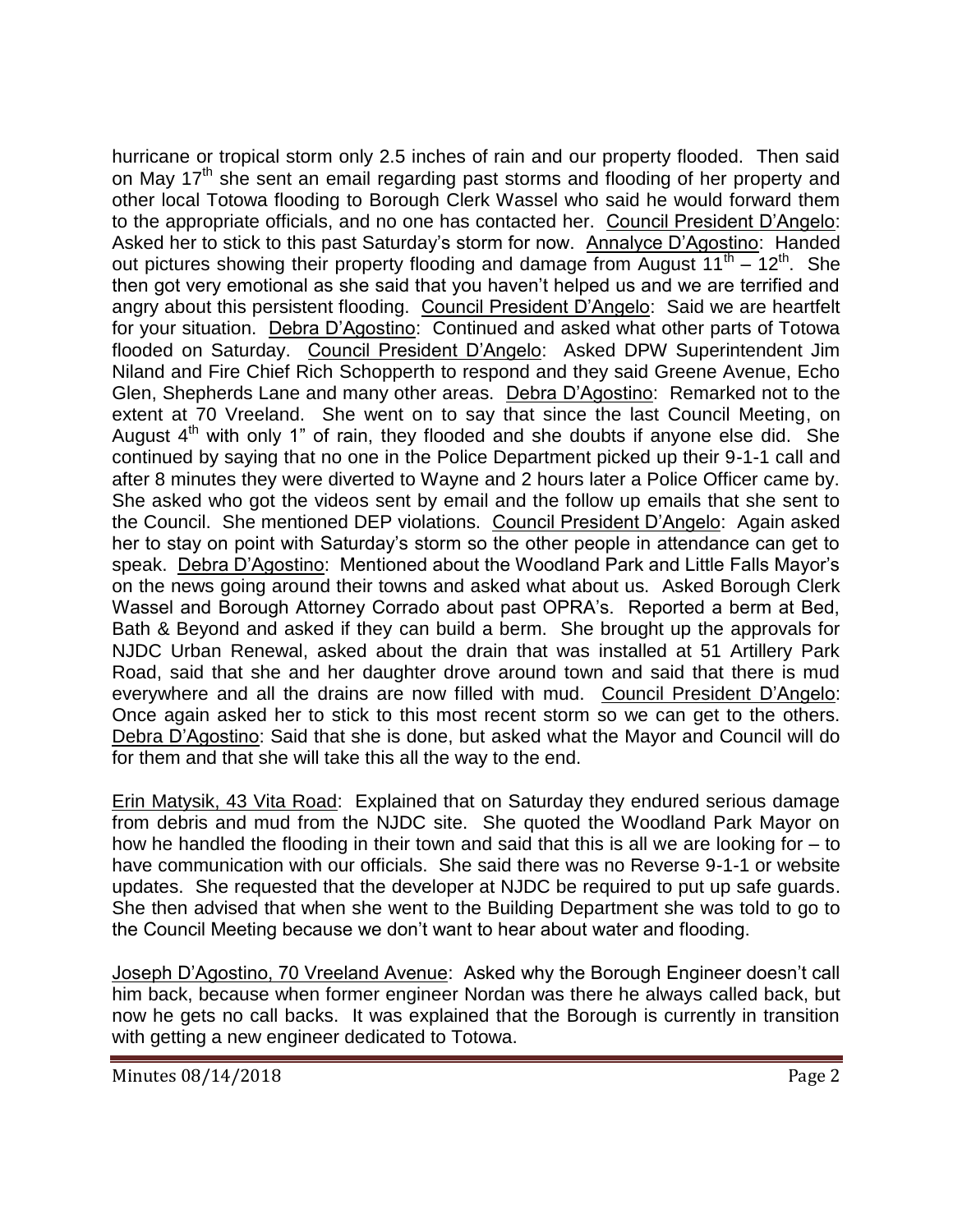hurricane or tropical storm only 2.5 inches of rain and our property flooded. Then said on May 17th she sent an email regarding past storms and flooding of her property and other local Totowa flooding to Borough Clerk Wassel who said he would forward them to the appropriate officials, and no one has contacted her. Council President D'Angelo: Asked her to stick to this past Saturday's storm for now. Annalyce D'Agostino: Handed out pictures showing their property flooding and damage from August 11th – 12th. She then got very emotional as she said that you haven't helped us and we are terrified and angry about this persistent flooding. Council President D'Angelo: Said we are heartfelt for your situation. Debra D'Agostino: Continued and asked what other parts of Totowa flooded on Saturday. Council President D'Angelo: Asked DPW Superintendent Jim Niland and Fire Chief Rich Schopperth to respond and they said Greene Avenue, Echo Glen, Shepherds Lane and many other areas. Debra D'Agostino: Remarked not to the extent at 70 Vreeland. She went on to say that since the last Council Meeting, on August 4th with only 1" of rain, they flooded and she doubts if anyone else did. She continued by saying that no one in the Police Department picked up their 9-1-1 call and after 8 minutes they were diverted to Wayne and 2 hours later a Police Officer came by. She asked who got the videos sent by email and the follow up emails that she sent to the Council. She mentioned DEP violations. Council President D'Angelo: Again asked her to stay on point with Saturday's storm so the other people in attendance can get to speak. Debra D'Agostino: Mentioned about the Woodland Park and Little Falls Mayor's on the news going around their towns and asked what about us. Asked Borough Clerk Wassel and Borough Attorney Corrado about past OPRA's. Reported a berm at Bed, Bath & Beyond and asked if they can build a berm. She brought up the approvals for NJDC Urban Renewal, asked about the drain that was installed at 51 Artillery Park Road, said that she and her daughter drove around town and said that there is mud everywhere and all the drains are now filled with mud. Council President D'Angelo: Once again asked her to stick to this most recent storm so we can get to the others. Debra D'Agostino: Said that she is done, but asked what the Mayor and Council will do for them and that she will take this all the way to the end.

Erin Matysik, 43 Vita Road: Explained that on Saturday they endured serious damage from debris and mud from the NJDC site. She quoted the Woodland Park Mayor on how he handled the flooding in their town and said that this is all we are looking for – to have communication with our officials. She said there was no Reverse 9-1-1 or website updates. She requested that the developer at NJDC be required to put up safe guards. She then advised that when she went to the Building Department she was told to go to the Council Meeting because we don't want to hear about water and flooding.

Joseph D'Agostino, 70 Vreeland Avenue: Asked why the Borough Engineer doesn't call him back, because when former engineer Nordan was there he always called back, but now he gets no call backs. It was explained that the Borough is currently in transition with getting a new engineer dedicated to Totowa.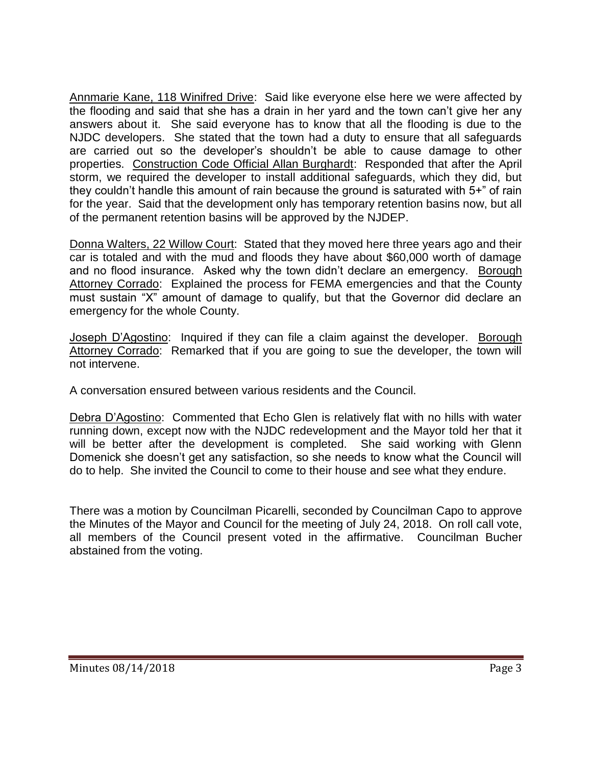Annmarie Kane, 118 Winifred Drive: Said like everyone else here we were affected by the flooding and said that she has a drain in her yard and the town can't give her any answers about it. She said everyone has to know that all the flooding is due to the NJDC developers. She stated that the town had a duty to ensure that all safeguards are carried out so the developer's shouldn't be able to cause damage to other properties. Construction Code Official Allan Burghardt: Responded that after the April storm, we required the developer to install additional safeguards, which they did, but they couldn't handle this amount of rain because the ground is saturated with 5+" of rain for the year. Said that the development only has temporary retention basins now, but all of the permanent retention basins will be approved by the NJDEP.

Donna Walters, 22 Willow Court: Stated that they moved here three years ago and their car is totaled and with the mud and floods they have about $60,000 worth of damage and no flood insurance. Asked why the town didn't declare an emergency. Borough Attorney Corrado: Explained the process for FEMA emergencies and that the County must sustain "X" amount of damage to qualify, but that the Governor did declare an emergency for the whole County.

Joseph D'Agostino: Inquired if they can file a claim against the developer. Borough Attorney Corrado: Remarked that if you are going to sue the developer, the town will not intervene.

A conversation ensured between various residents and the Council.

Debra D'Agostino: Commented that Echo Glen is relatively flat with no hills with water running down, except now with the NJDC redevelopment and the Mayor told her that it will be better after the development is completed. She said working with Glenn Domenick she doesn't get any satisfaction, so she needs to know what the Council will do to help. She invited the Council to come to their house and see what they endure.

There was a motion by Councilman Picarelli, seconded by Councilman Capo to approve the Minutes of the Mayor and Council for the meeting of July 24, 2018. On roll call vote, all members of the Council present voted in the affirmative. Councilman Bucher abstained from the voting.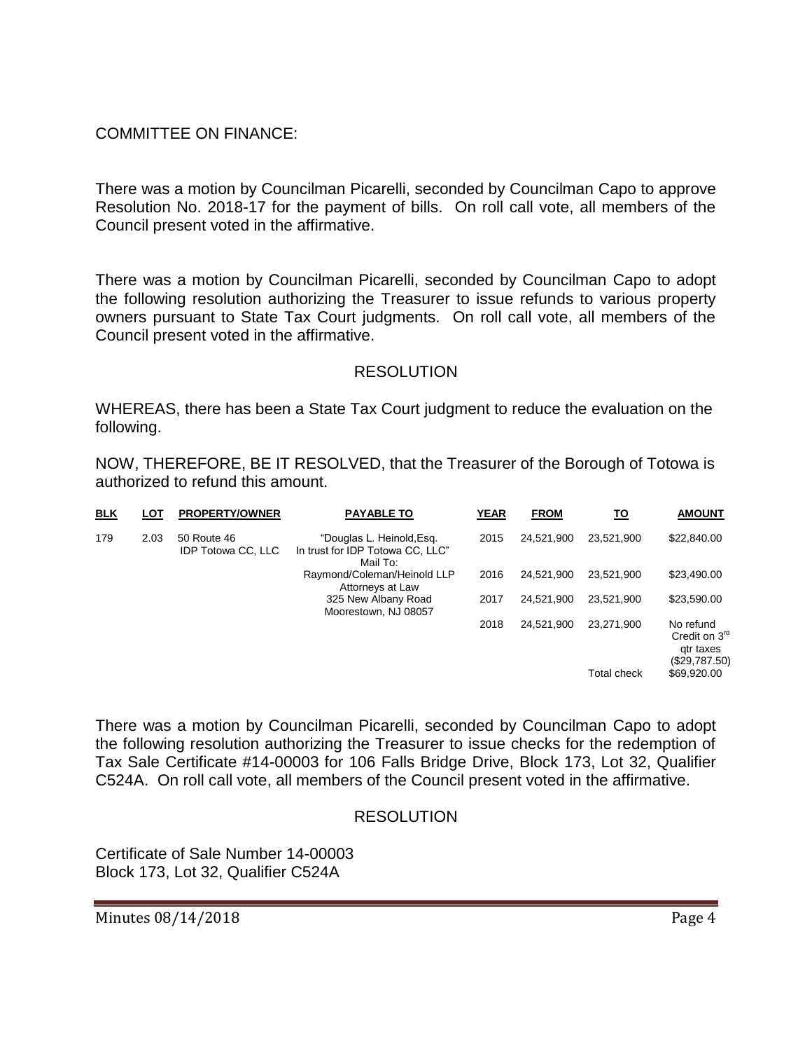COMMITTEE ON FINANCE:

There was a motion by Councilman Picarelli, seconded by Councilman Capo to approve Resolution No. 2018-17 for the payment of bills. On roll call vote, all members of the Council present voted in the affirmative.

There was a motion by Councilman Picarelli, seconded by Councilman Capo to adopt the following resolution authorizing the Treasurer to issue refunds to various property owners pursuant to State Tax Court judgments. On roll call vote, all members of the Council present voted in the affirmative.

## RESOLUTION

WHEREAS, there has been a State Tax Court judgment to reduce the evaluation on the following.

NOW, THEREFORE, BE IT RESOLVED, that the Treasurer of the Borough of Totowa is authorized to refund this amount.

| BLK | LOT | PROPERTY/OWNER | PAYABLE TO | YEAR | FROM | TO | AMOUNT |
|---|---|---|---|---|---|---|---|
| 179 | 2.03 | 50 Route 46 IDP Totowa CC, LLC | "Douglas L. Heinold,Esq. In trust for IDP Totowa CC, LLC" Mail To: | 2015 | 24,521,900 | 23,521,900 | $22,840.00 |
| | | | Raymond/Coleman/Heinold LLP Attorneys at Law | 2016 | 24,521,900 | 23,521,900 | $23,490.00 |
| | | | 325 New Albany Road Moorestown, NJ 08057 | 2017 | 24,521,900 | 23,521,900 | $23,590.00 |
| | | | | 2018 | 24,521,900 | 23,271,900 | No refund Credit on 3rd qtr taxes ($29,787.50) |
| | | | | | | Total check | $69,920.00 |

There was a motion by Councilman Picarelli, seconded by Councilman Capo to adopt the following resolution authorizing the Treasurer to issue checks for the redemption of Tax Sale Certificate #14-00003 for 106 Falls Bridge Drive, Block 173, Lot 32, Qualifier C524A. On roll call vote, all members of the Council present voted in the affirmative.

## RESOLUTION

Certificate of Sale Number 14-00003
Block 173, Lot 32, Qualifier C524A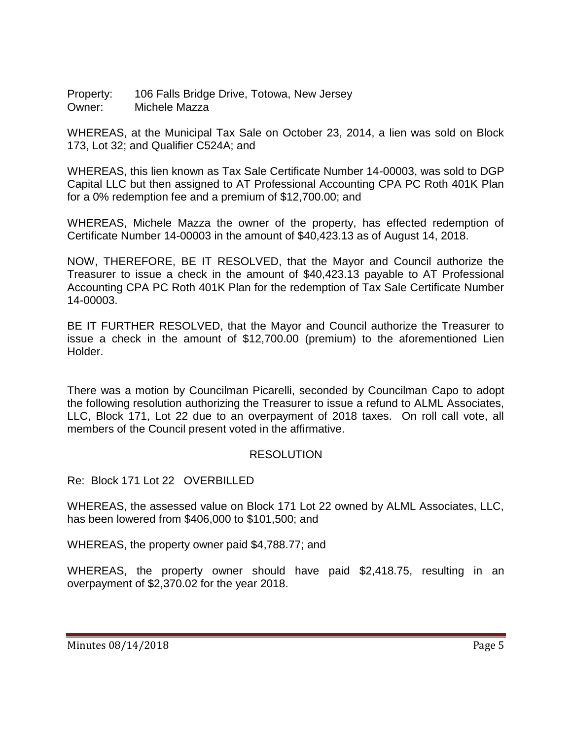Property: 106 Falls Bridge Drive, Totowa, New Jersey
Owner: Michele Mazza

WHEREAS, at the Municipal Tax Sale on October 23, 2014, a lien was sold on Block 173, Lot 32; and Qualifier C524A; and

WHEREAS, this lien known as Tax Sale Certificate Number 14-00003, was sold to DGP Capital LLC but then assigned to AT Professional Accounting CPA PC Roth 401K Plan for a 0% redemption fee and a premium of $12,700.00; and

WHEREAS, Michele Mazza the owner of the property, has effected redemption of Certificate Number 14-00003 in the amount of $40,423.13 as of August 14, 2018.

NOW, THEREFORE, BE IT RESOLVED, that the Mayor and Council authorize the Treasurer to issue a check in the amount of $40,423.13 payable to AT Professional Accounting CPA PC Roth 401K Plan for the redemption of Tax Sale Certificate Number 14-00003.

BE IT FURTHER RESOLVED, that the Mayor and Council authorize the Treasurer to issue a check in the amount of $12,700.00 (premium) to the aforementioned Lien Holder.

There was a motion by Councilman Picarelli, seconded by Councilman Capo to adopt the following resolution authorizing the Treasurer to issue a refund to ALML Associates, LLC, Block 171, Lot 22 due to an overpayment of 2018 taxes. On roll call vote, all members of the Council present voted in the affirmative.

## RESOLUTION

Re: Block 171 Lot 22 OVERBILLED

WHEREAS, the assessed value on Block 171 Lot 22 owned by ALML Associates, LLC, has been lowered from $406,000 to $101,500; and

WHEREAS, the property owner paid $4,788.77; and

WHEREAS, the property owner should have paid $2,418.75, resulting in an overpayment of $2,370.02 for the year 2018.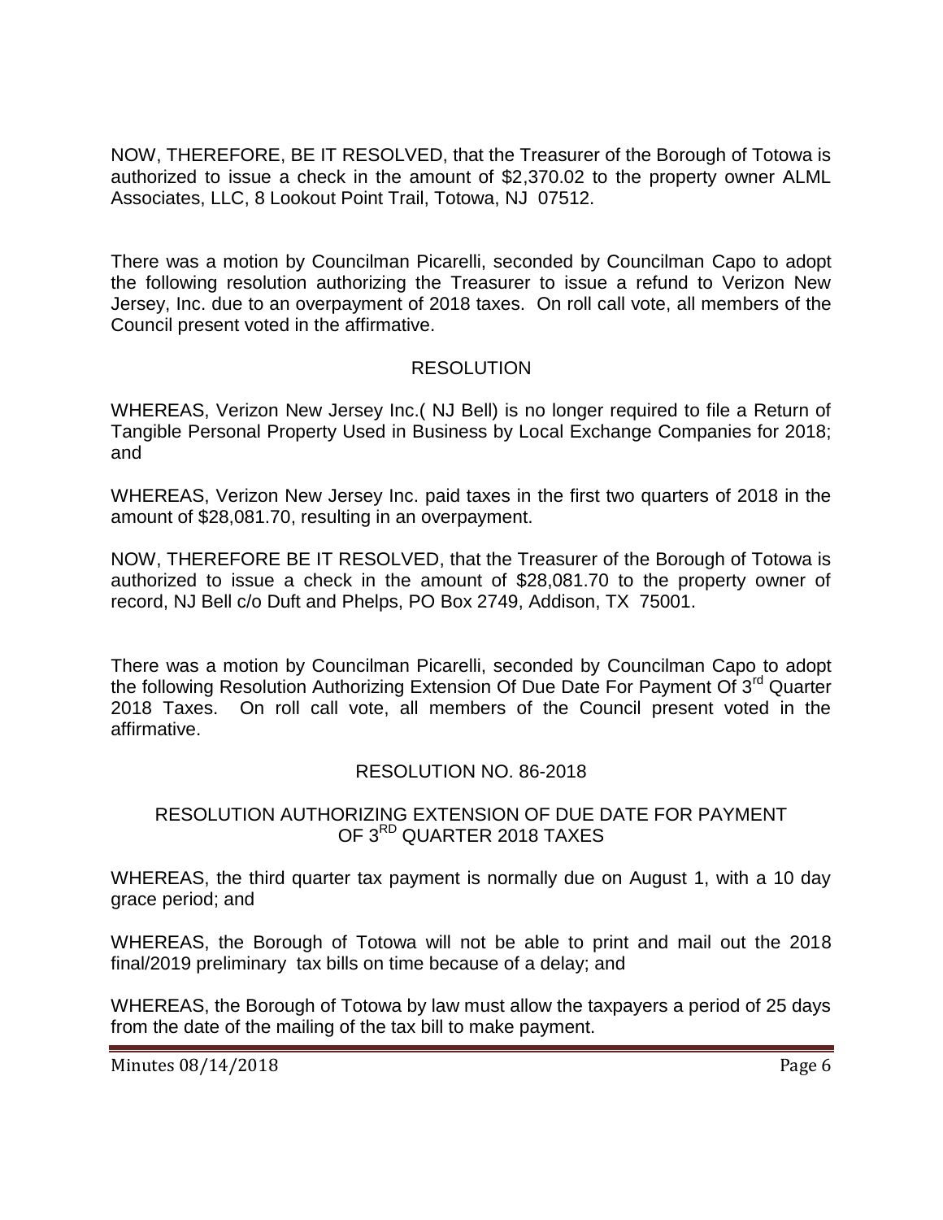NOW, THEREFORE, BE IT RESOLVED, that the Treasurer of the Borough of Totowa is authorized to issue a check in the amount of $2,370.02 to the property owner ALML Associates, LLC, 8 Lookout Point Trail, Totowa, NJ 07512.

There was a motion by Councilman Picarelli, seconded by Councilman Capo to adopt the following resolution authorizing the Treasurer to issue a refund to Verizon New Jersey, Inc. due to an overpayment of 2018 taxes. On roll call vote, all members of the Council present voted in the affirmative.

RESOLUTION

WHEREAS, Verizon New Jersey Inc.( NJ Bell) is no longer required to file a Return of Tangible Personal Property Used in Business by Local Exchange Companies for 2018; and

WHEREAS, Verizon New Jersey Inc. paid taxes in the first two quarters of 2018 in the amount of $28,081.70, resulting in an overpayment.

NOW, THEREFORE BE IT RESOLVED, that the Treasurer of the Borough of Totowa is authorized to issue a check in the amount of $28,081.70 to the property owner of record, NJ Bell c/o Duft and Phelps, PO Box 2749, Addison, TX 75001.

There was a motion by Councilman Picarelli, seconded by Councilman Capo to adopt the following Resolution Authorizing Extension Of Due Date For Payment Of 3rd Quarter 2018 Taxes. On roll call vote, all members of the Council present voted in the affirmative.

RESOLUTION NO. 86-2018

RESOLUTION AUTHORIZING EXTENSION OF DUE DATE FOR PAYMENT OF 3RD QUARTER 2018 TAXES

WHEREAS, the third quarter tax payment is normally due on August 1, with a 10 day grace period; and

WHEREAS, the Borough of Totowa will not be able to print and mail out the 2018 final/2019 preliminary tax bills on time because of a delay; and

WHEREAS, the Borough of Totowa by law must allow the taxpayers a period of 25 days from the date of the mailing of the tax bill to make payment.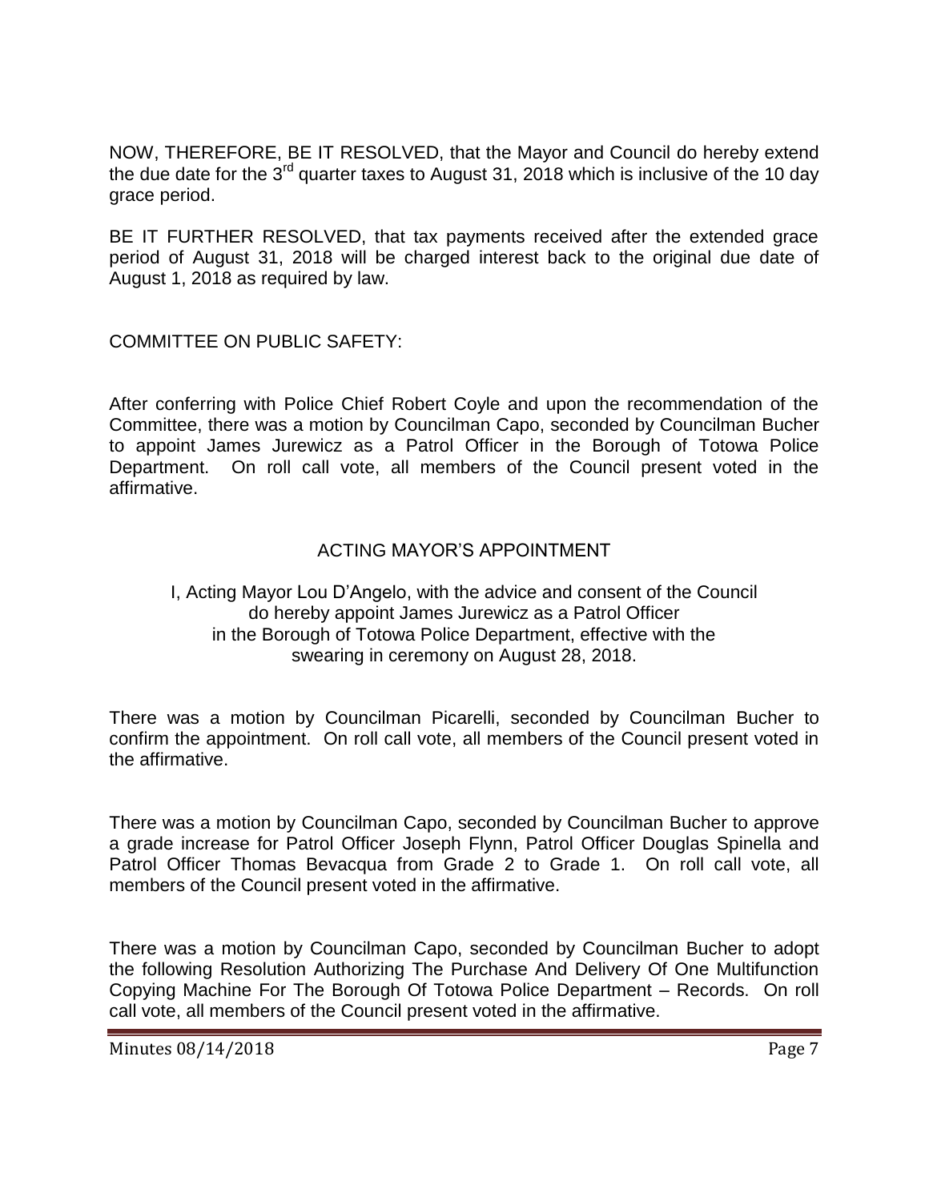NOW, THEREFORE, BE IT RESOLVED, that the Mayor and Council do hereby extend the due date for the 3rd quarter taxes to August 31, 2018 which is inclusive of the 10 day grace period.

BE IT FURTHER RESOLVED, that tax payments received after the extended grace period of August 31, 2018 will be charged interest back to the original due date of August 1, 2018 as required by law.

COMMITTEE ON PUBLIC SAFETY:

After conferring with Police Chief Robert Coyle and upon the recommendation of the Committee, there was a motion by Councilman Capo, seconded by Councilman Bucher to appoint James Jurewicz as a Patrol Officer in the Borough of Totowa Police Department. On roll call vote, all members of the Council present voted in the affirmative.

## ACTING MAYOR'S APPOINTMENT

I, Acting Mayor Lou D'Angelo, with the advice and consent of the Council do hereby appoint James Jurewicz as a Patrol Officer in the Borough of Totowa Police Department, effective with the swearing in ceremony on August 28, 2018.

There was a motion by Councilman Picarelli, seconded by Councilman Bucher to confirm the appointment. On roll call vote, all members of the Council present voted in the affirmative.

There was a motion by Councilman Capo, seconded by Councilman Bucher to approve a grade increase for Patrol Officer Joseph Flynn, Patrol Officer Douglas Spinella and Patrol Officer Thomas Bevacqua from Grade 2 to Grade 1. On roll call vote, all members of the Council present voted in the affirmative.

There was a motion by Councilman Capo, seconded by Councilman Bucher to adopt the following Resolution Authorizing The Purchase And Delivery Of One Multifunction Copying Machine For The Borough Of Totowa Police Department – Records. On roll call vote, all members of the Council present voted in the affirmative.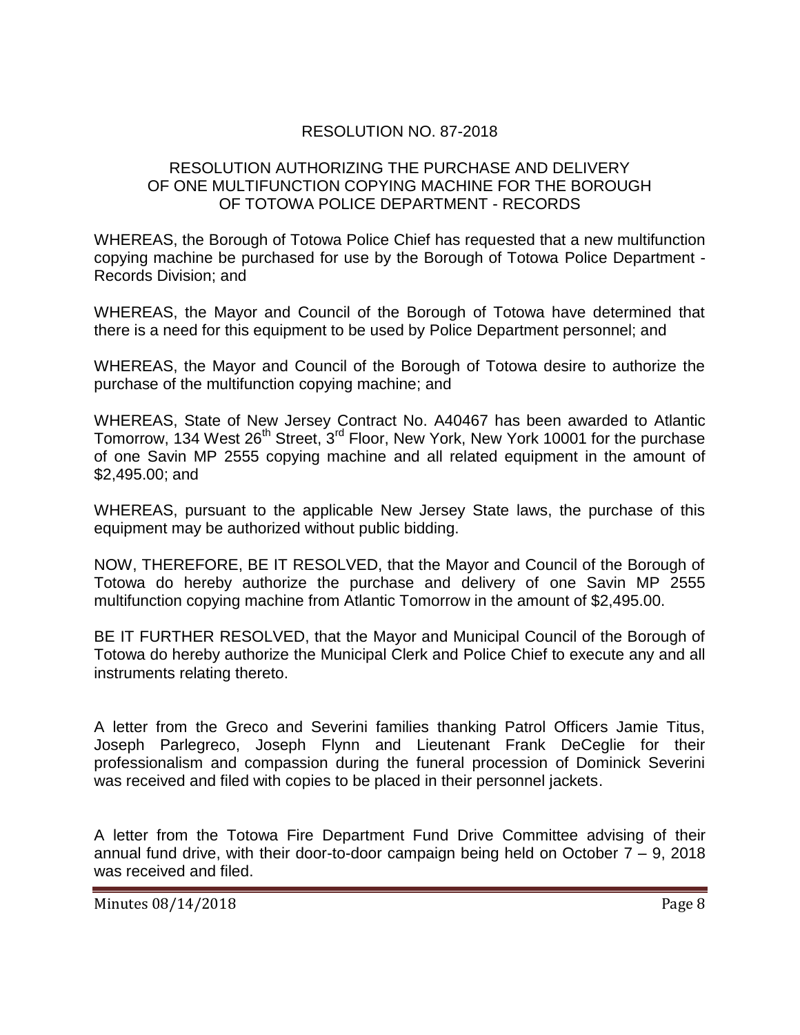RESOLUTION NO. 87-2018

RESOLUTION AUTHORIZING THE PURCHASE AND DELIVERY OF ONE MULTIFUNCTION COPYING MACHINE FOR THE BOROUGH OF TOTOWA POLICE DEPARTMENT - RECORDS

WHEREAS, the Borough of Totowa Police Chief has requested that a new multifunction copying machine be purchased for use by the Borough of Totowa Police Department - Records Division; and

WHEREAS, the Mayor and Council of the Borough of Totowa have determined that there is a need for this equipment to be used by Police Department personnel; and

WHEREAS, the Mayor and Council of the Borough of Totowa desire to authorize the purchase of the multifunction copying machine; and

WHEREAS, State of New Jersey Contract No. A40467 has been awarded to Atlantic Tomorrow, 134 West 26th Street, 3rd Floor, New York, New York 10001 for the purchase of one Savin MP 2555 copying machine and all related equipment in the amount of $2,495.00; and

WHEREAS, pursuant to the applicable New Jersey State laws, the purchase of this equipment may be authorized without public bidding.

NOW, THEREFORE, BE IT RESOLVED, that the Mayor and Council of the Borough of Totowa do hereby authorize the purchase and delivery of one Savin MP 2555 multifunction copying machine from Atlantic Tomorrow in the amount of $2,495.00.

BE IT FURTHER RESOLVED, that the Mayor and Municipal Council of the Borough of Totowa do hereby authorize the Municipal Clerk and Police Chief to execute any and all instruments relating thereto.

A letter from the Greco and Severini families thanking Patrol Officers Jamie Titus, Joseph Parlegreco, Joseph Flynn and Lieutenant Frank DeCeglie for their professionalism and compassion during the funeral procession of Dominick Severini was received and filed with copies to be placed in their personnel jackets.

A letter from the Totowa Fire Department Fund Drive Committee advising of their annual fund drive, with their door-to-door campaign being held on October 7 – 9, 2018 was received and filed.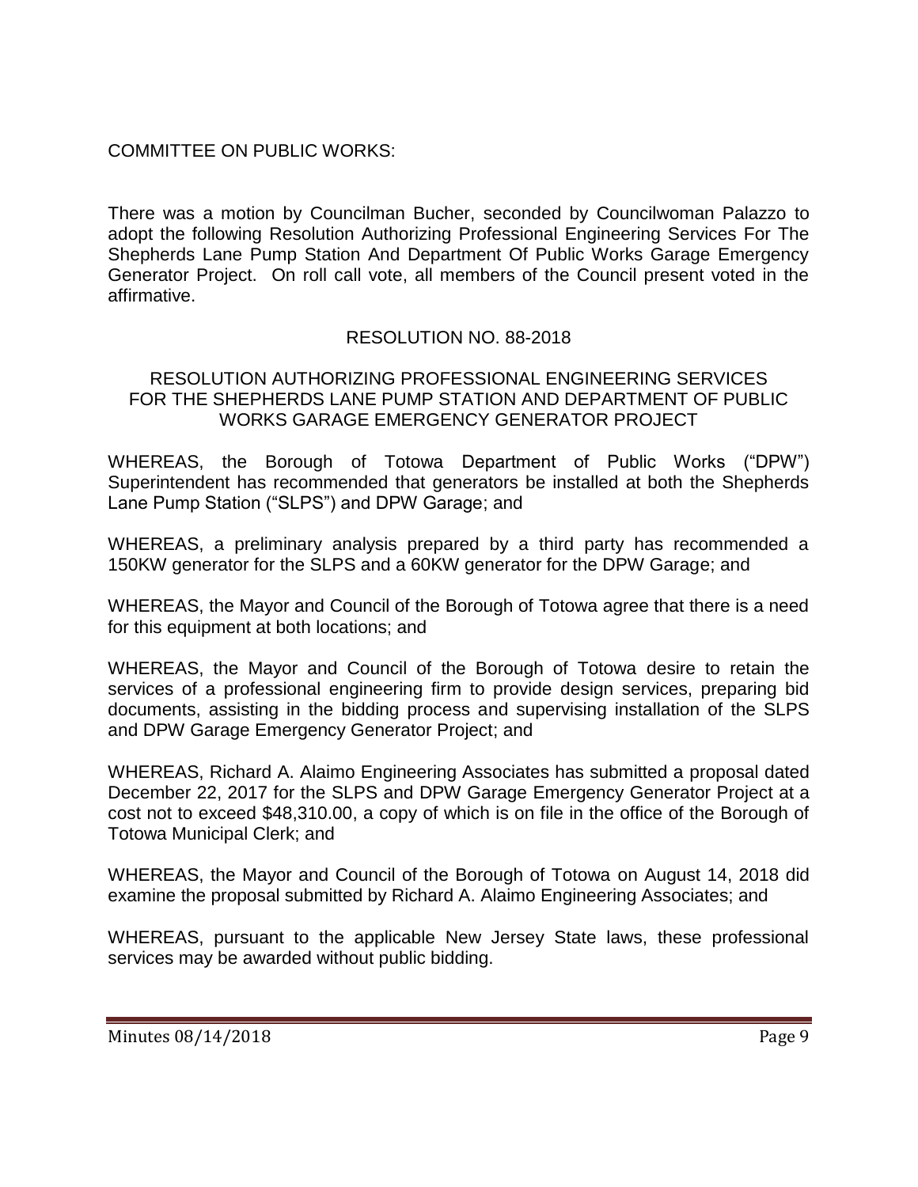COMMITTEE ON PUBLIC WORKS:

There was a motion by Councilman Bucher, seconded by Councilwoman Palazzo to adopt the following Resolution Authorizing Professional Engineering Services For The Shepherds Lane Pump Station And Department Of Public Works Garage Emergency Generator Project. On roll call vote, all members of the Council present voted in the affirmative.

RESOLUTION NO. 88-2018

RESOLUTION AUTHORIZING PROFESSIONAL ENGINEERING SERVICES FOR THE SHEPHERDS LANE PUMP STATION AND DEPARTMENT OF PUBLIC WORKS GARAGE EMERGENCY GENERATOR PROJECT

WHEREAS, the Borough of Totowa Department of Public Works ("DPW") Superintendent has recommended that generators be installed at both the Shepherds Lane Pump Station ("SLPS") and DPW Garage; and

WHEREAS, a preliminary analysis prepared by a third party has recommended a 150KW generator for the SLPS and a 60KW generator for the DPW Garage; and

WHEREAS, the Mayor and Council of the Borough of Totowa agree that there is a need for this equipment at both locations; and

WHEREAS, the Mayor and Council of the Borough of Totowa desire to retain the services of a professional engineering firm to provide design services, preparing bid documents, assisting in the bidding process and supervising installation of the SLPS and DPW Garage Emergency Generator Project; and

WHEREAS, Richard A. Alaimo Engineering Associates has submitted a proposal dated December 22, 2017 for the SLPS and DPW Garage Emergency Generator Project at a cost not to exceed $48,310.00, a copy of which is on file in the office of the Borough of Totowa Municipal Clerk; and

WHEREAS, the Mayor and Council of the Borough of Totowa on August 14, 2018 did examine the proposal submitted by Richard A. Alaimo Engineering Associates; and

WHEREAS, pursuant to the applicable New Jersey State laws, these professional services may be awarded without public bidding.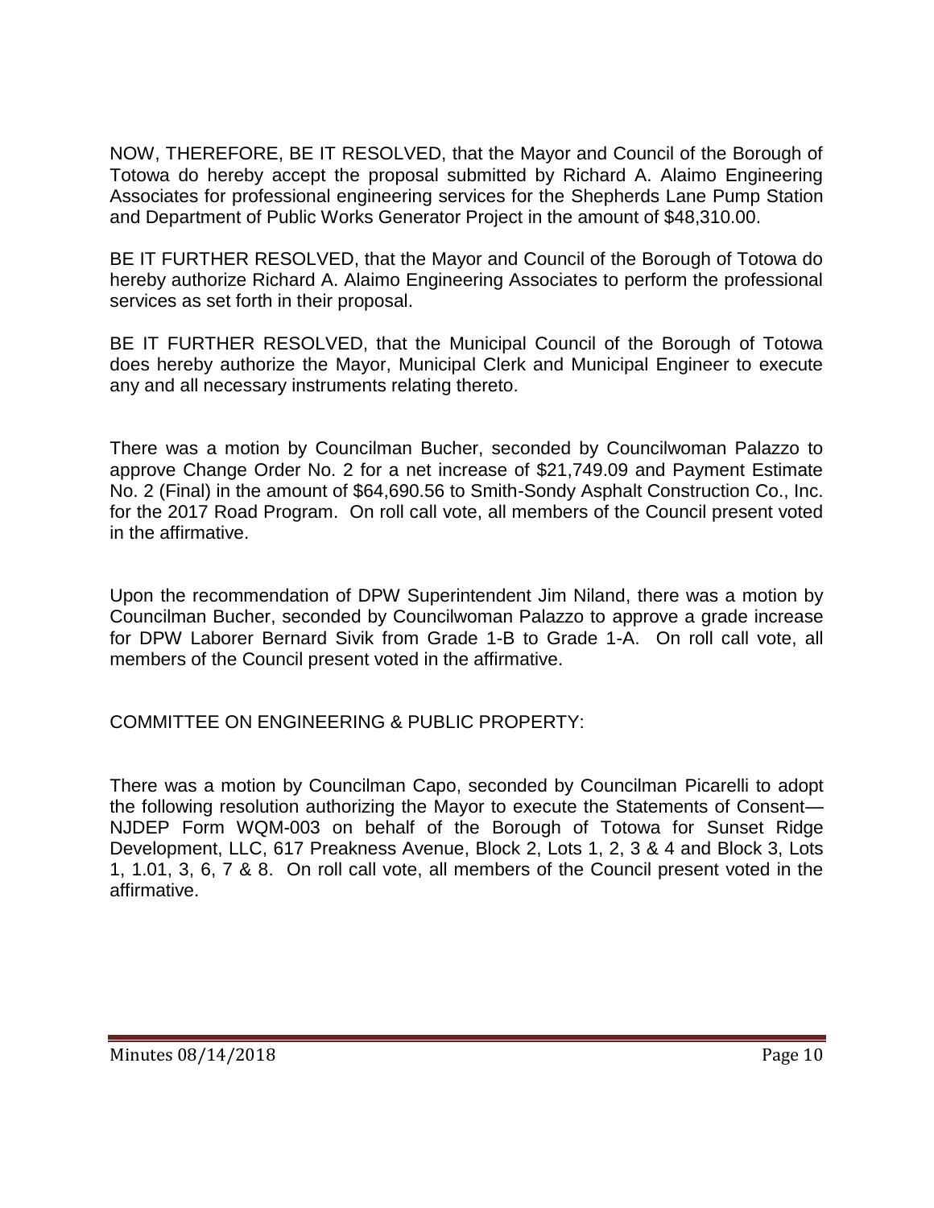NOW, THEREFORE, BE IT RESOLVED, that the Mayor and Council of the Borough of Totowa do hereby accept the proposal submitted by Richard A. Alaimo Engineering Associates for professional engineering services for the Shepherds Lane Pump Station and Department of Public Works Generator Project in the amount of $48,310.00.

BE IT FURTHER RESOLVED, that the Mayor and Council of the Borough of Totowa do hereby authorize Richard A. Alaimo Engineering Associates to perform the professional services as set forth in their proposal.

BE IT FURTHER RESOLVED, that the Municipal Council of the Borough of Totowa does hereby authorize the Mayor, Municipal Clerk and Municipal Engineer to execute any and all necessary instruments relating thereto.

There was a motion by Councilman Bucher, seconded by Councilwoman Palazzo to approve Change Order No. 2 for a net increase of $21,749.09 and Payment Estimate No. 2 (Final) in the amount of $64,690.56 to Smith-Sondy Asphalt Construction Co., Inc. for the 2017 Road Program. On roll call vote, all members of the Council present voted in the affirmative.

Upon the recommendation of DPW Superintendent Jim Niland, there was a motion by Councilman Bucher, seconded by Councilwoman Palazzo to approve a grade increase for DPW Laborer Bernard Sivik from Grade 1-B to Grade 1-A. On roll call vote, all members of the Council present voted in the affirmative.

COMMITTEE ON ENGINEERING & PUBLIC PROPERTY:

There was a motion by Councilman Capo, seconded by Councilman Picarelli to adopt the following resolution authorizing the Mayor to execute the Statements of Consent— NJDEP Form WQM-003 on behalf of the Borough of Totowa for Sunset Ridge Development, LLC, 617 Preakness Avenue, Block 2, Lots 1, 2, 3 & 4 and Block 3, Lots 1, 1.01, 3, 6, 7 & 8. On roll call vote, all members of the Council present voted in the affirmative.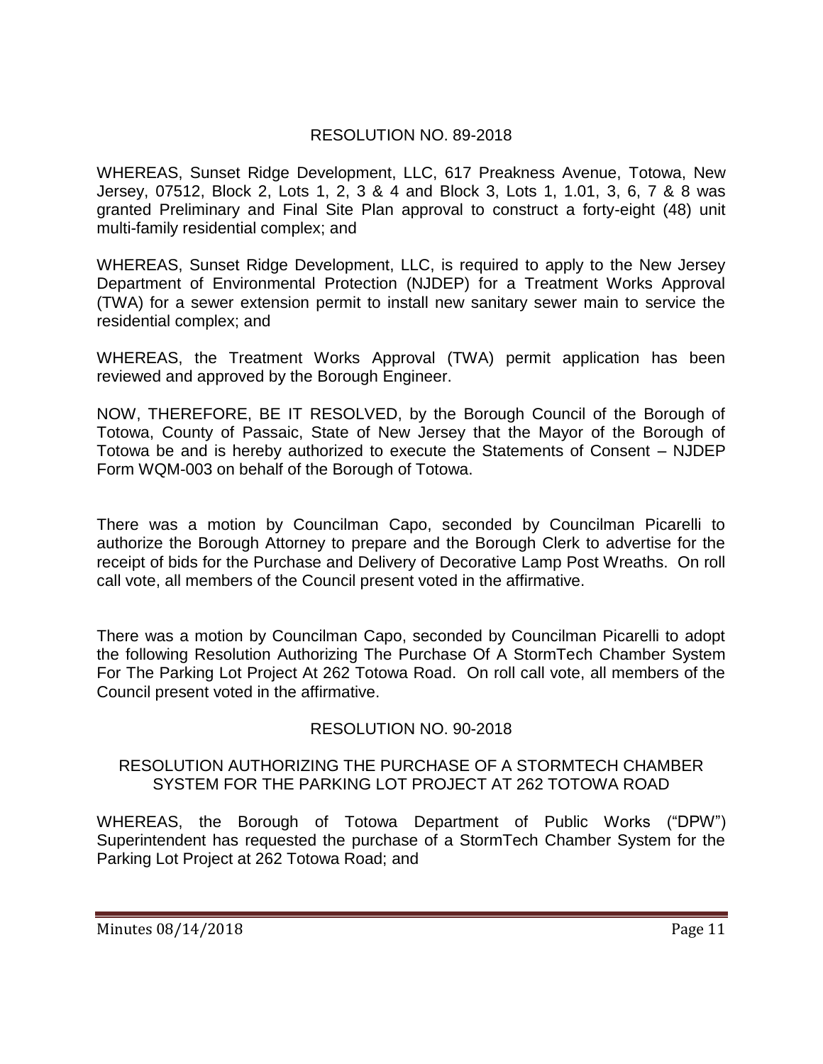RESOLUTION NO. 89-2018

WHEREAS, Sunset Ridge Development, LLC, 617 Preakness Avenue, Totowa, New Jersey, 07512, Block 2, Lots 1, 2, 3 & 4 and Block 3, Lots 1, 1.01, 3, 6, 7 & 8 was granted Preliminary and Final Site Plan approval to construct a forty-eight (48) unit multi-family residential complex; and

WHEREAS, Sunset Ridge Development, LLC, is required to apply to the New Jersey Department of Environmental Protection (NJDEP) for a Treatment Works Approval (TWA) for a sewer extension permit to install new sanitary sewer main to service the residential complex; and

WHEREAS, the Treatment Works Approval (TWA) permit application has been reviewed and approved by the Borough Engineer.

NOW, THEREFORE, BE IT RESOLVED, by the Borough Council of the Borough of Totowa, County of Passaic, State of New Jersey that the Mayor of the Borough of Totowa be and is hereby authorized to execute the Statements of Consent – NJDEP Form WQM-003 on behalf of the Borough of Totowa.

There was a motion by Councilman Capo, seconded by Councilman Picarelli to authorize the Borough Attorney to prepare and the Borough Clerk to advertise for the receipt of bids for the Purchase and Delivery of Decorative Lamp Post Wreaths. On roll call vote, all members of the Council present voted in the affirmative.

There was a motion by Councilman Capo, seconded by Councilman Picarelli to adopt the following Resolution Authorizing The Purchase Of A StormTech Chamber System For The Parking Lot Project At 262 Totowa Road. On roll call vote, all members of the Council present voted in the affirmative.

RESOLUTION NO. 90-2018

RESOLUTION AUTHORIZING THE PURCHASE OF A STORMTECH CHAMBER SYSTEM FOR THE PARKING LOT PROJECT AT 262 TOTOWA ROAD

WHEREAS, the Borough of Totowa Department of Public Works ("DPW") Superintendent has requested the purchase of a StormTech Chamber System for the Parking Lot Project at 262 Totowa Road; and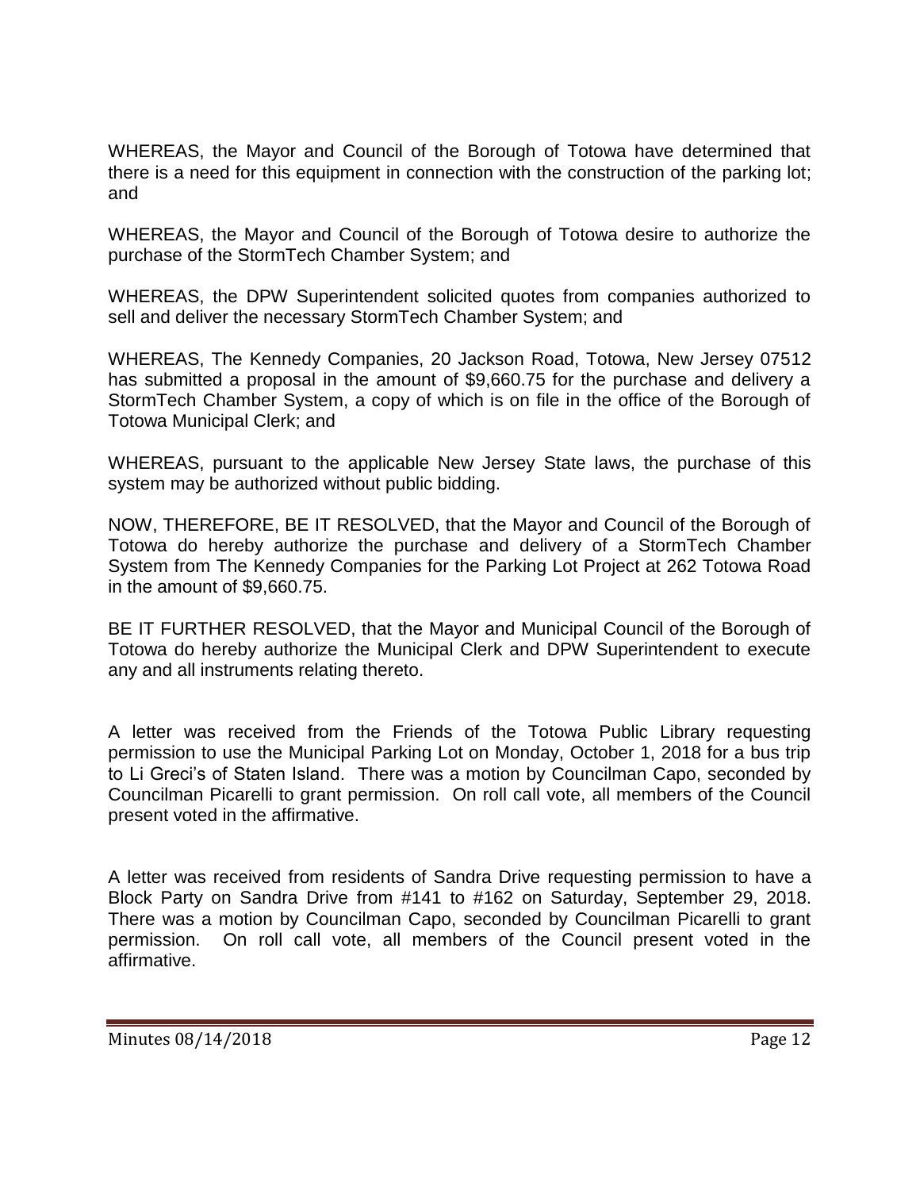WHEREAS, the Mayor and Council of the Borough of Totowa have determined that there is a need for this equipment in connection with the construction of the parking lot; and

WHEREAS, the Mayor and Council of the Borough of Totowa desire to authorize the purchase of the StormTech Chamber System; and

WHEREAS, the DPW Superintendent solicited quotes from companies authorized to sell and deliver the necessary StormTech Chamber System; and

WHEREAS, The Kennedy Companies, 20 Jackson Road, Totowa, New Jersey 07512 has submitted a proposal in the amount of $9,660.75 for the purchase and delivery a StormTech Chamber System, a copy of which is on file in the office of the Borough of Totowa Municipal Clerk; and

WHEREAS, pursuant to the applicable New Jersey State laws, the purchase of this system may be authorized without public bidding.

NOW, THEREFORE, BE IT RESOLVED, that the Mayor and Council of the Borough of Totowa do hereby authorize the purchase and delivery of a StormTech Chamber System from The Kennedy Companies for the Parking Lot Project at 262 Totowa Road in the amount of $9,660.75.

BE IT FURTHER RESOLVED, that the Mayor and Municipal Council of the Borough of Totowa do hereby authorize the Municipal Clerk and DPW Superintendent to execute any and all instruments relating thereto.

A letter was received from the Friends of the Totowa Public Library requesting permission to use the Municipal Parking Lot on Monday, October 1, 2018 for a bus trip to Li Greci's of Staten Island. There was a motion by Councilman Capo, seconded by Councilman Picarelli to grant permission. On roll call vote, all members of the Council present voted in the affirmative.

A letter was received from residents of Sandra Drive requesting permission to have a Block Party on Sandra Drive from #141 to #162 on Saturday, September 29, 2018. There was a motion by Councilman Capo, seconded by Councilman Picarelli to grant permission. On roll call vote, all members of the Council present voted in the affirmative.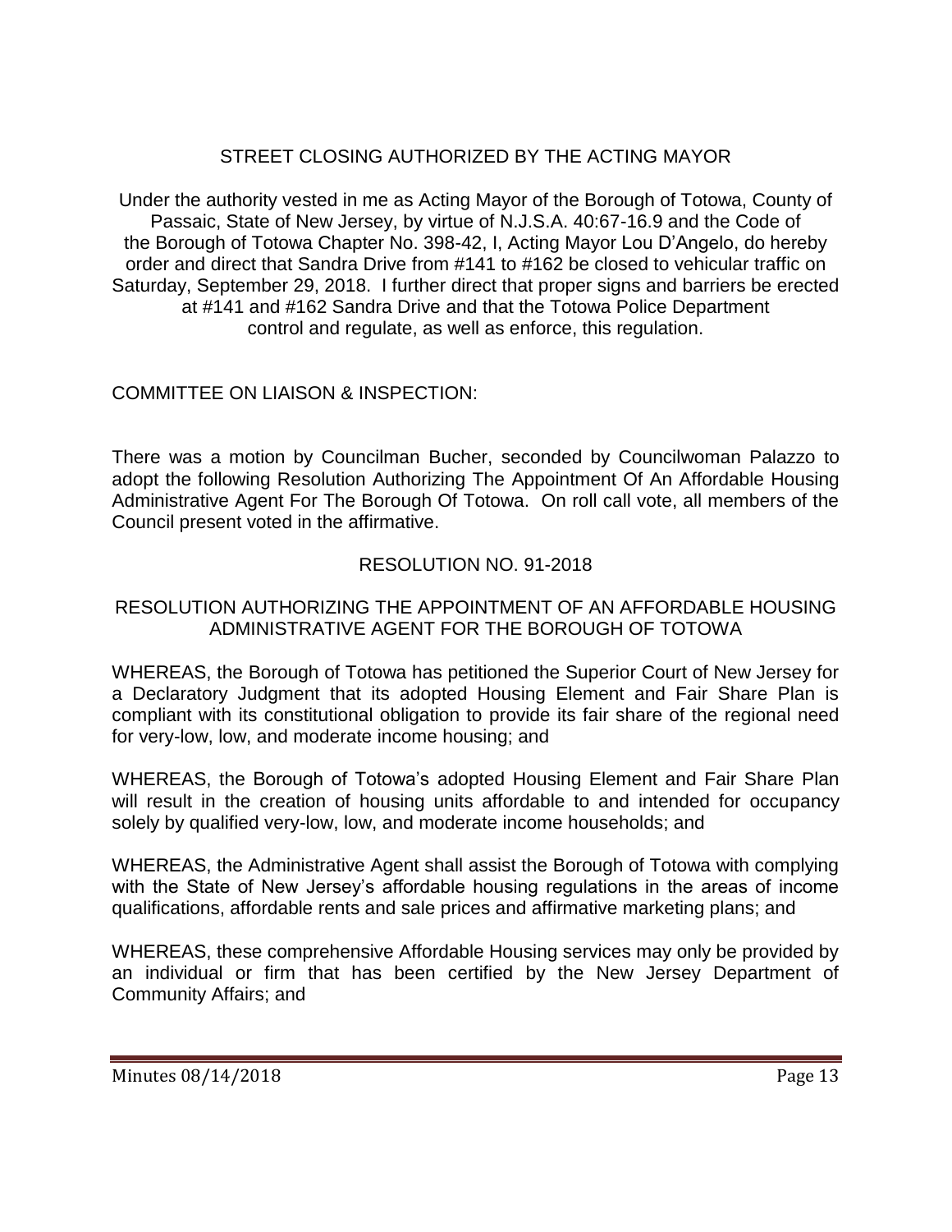## STREET CLOSING AUTHORIZED BY THE ACTING MAYOR

Under the authority vested in me as Acting Mayor of the Borough of Totowa, County of Passaic, State of New Jersey, by virtue of N.J.S.A. 40:67-16.9 and the Code of the Borough of Totowa Chapter No. 398-42, I, Acting Mayor Lou D'Angelo, do hereby order and direct that Sandra Drive from #141 to #162 be closed to vehicular traffic on Saturday, September 29, 2018. I further direct that proper signs and barriers be erected at #141 and #162 Sandra Drive and that the Totowa Police Department control and regulate, as well as enforce, this regulation.

COMMITTEE ON LIAISON & INSPECTION:

There was a motion by Councilman Bucher, seconded by Councilwoman Palazzo to adopt the following Resolution Authorizing The Appointment Of An Affordable Housing Administrative Agent For The Borough Of Totowa. On roll call vote, all members of the Council present voted in the affirmative.

## RESOLUTION NO. 91-2018

### RESOLUTION AUTHORIZING THE APPOINTMENT OF AN AFFORDABLE HOUSING ADMINISTRATIVE AGENT FOR THE BOROUGH OF TOTOWA

WHEREAS, the Borough of Totowa has petitioned the Superior Court of New Jersey for a Declaratory Judgment that its adopted Housing Element and Fair Share Plan is compliant with its constitutional obligation to provide its fair share of the regional need for very-low, low, and moderate income housing; and

WHEREAS, the Borough of Totowa's adopted Housing Element and Fair Share Plan will result in the creation of housing units affordable to and intended for occupancy solely by qualified very-low, low, and moderate income households; and

WHEREAS, the Administrative Agent shall assist the Borough of Totowa with complying with the State of New Jersey's affordable housing regulations in the areas of income qualifications, affordable rents and sale prices and affirmative marketing plans; and

WHEREAS, these comprehensive Affordable Housing services may only be provided by an individual or firm that has been certified by the New Jersey Department of Community Affairs; and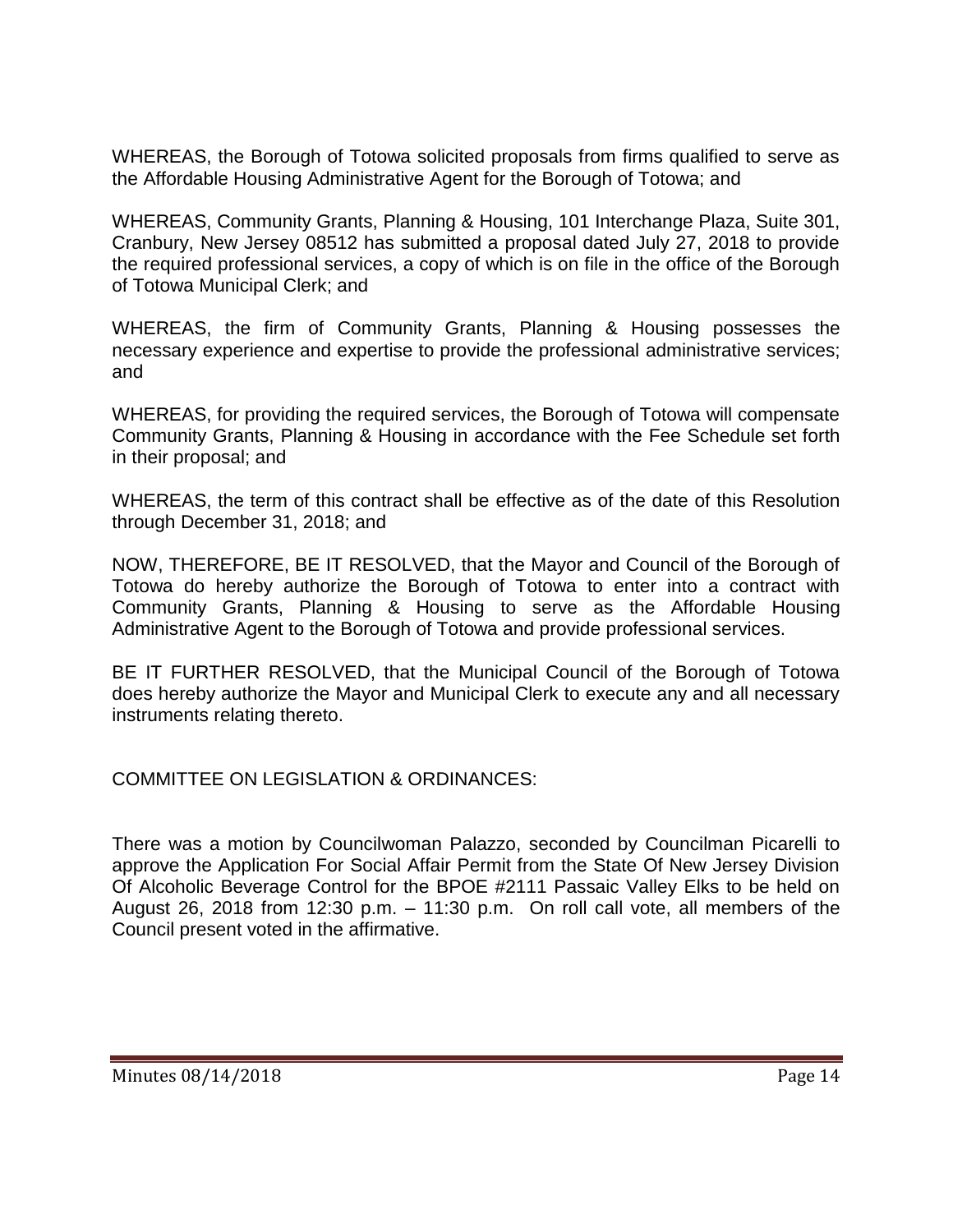WHEREAS, the Borough of Totowa solicited proposals from firms qualified to serve as the Affordable Housing Administrative Agent for the Borough of Totowa; and

WHEREAS, Community Grants, Planning & Housing, 101 Interchange Plaza, Suite 301, Cranbury, New Jersey 08512 has submitted a proposal dated July 27, 2018 to provide the required professional services, a copy of which is on file in the office of the Borough of Totowa Municipal Clerk; and

WHEREAS, the firm of Community Grants, Planning & Housing possesses the necessary experience and expertise to provide the professional administrative services; and

WHEREAS, for providing the required services, the Borough of Totowa will compensate Community Grants, Planning & Housing in accordance with the Fee Schedule set forth in their proposal; and

WHEREAS, the term of this contract shall be effective as of the date of this Resolution through December 31, 2018; and

NOW, THEREFORE, BE IT RESOLVED, that the Mayor and Council of the Borough of Totowa do hereby authorize the Borough of Totowa to enter into a contract with Community Grants, Planning & Housing to serve as the Affordable Housing Administrative Agent to the Borough of Totowa and provide professional services.

BE IT FURTHER RESOLVED, that the Municipal Council of the Borough of Totowa does hereby authorize the Mayor and Municipal Clerk to execute any and all necessary instruments relating thereto.

COMMITTEE ON LEGISLATION & ORDINANCES:

There was a motion by Councilwoman Palazzo, seconded by Councilman Picarelli to approve the Application For Social Affair Permit from the State Of New Jersey Division Of Alcoholic Beverage Control for the BPOE #2111 Passaic Valley Elks to be held on August 26, 2018 from 12:30 p.m. – 11:30 p.m. On roll call vote, all members of the Council present voted in the affirmative.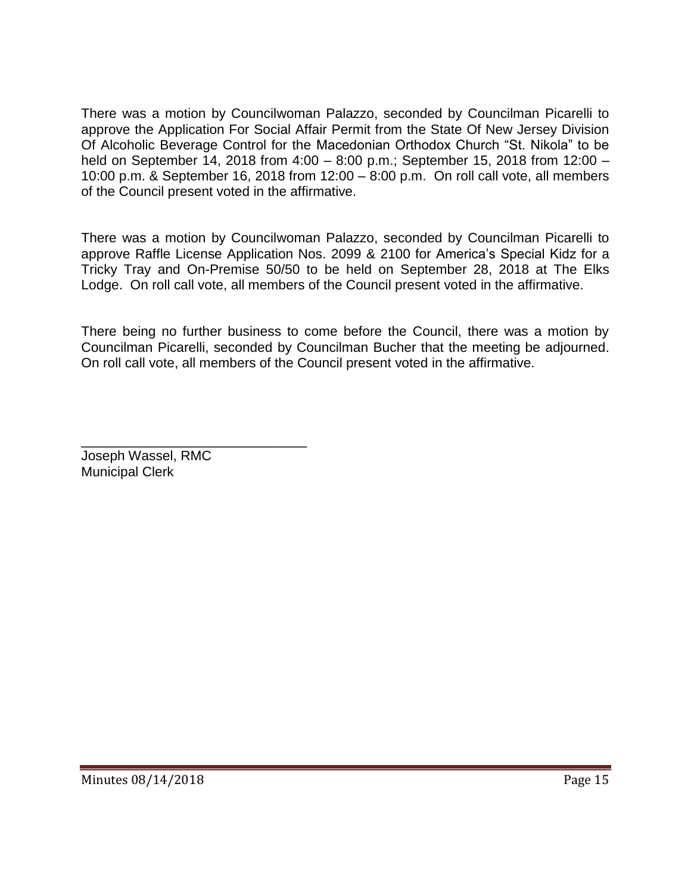There was a motion by Councilwoman Palazzo, seconded by Councilman Picarelli to approve the Application For Social Affair Permit from the State Of New Jersey Division Of Alcoholic Beverage Control for the Macedonian Orthodox Church "St. Nikola" to be held on September 14, 2018 from 4:00 – 8:00 p.m.; September 15, 2018 from 12:00 – 10:00 p.m. & September 16, 2018 from 12:00 – 8:00 p.m. On roll call vote, all members of the Council present voted in the affirmative.

There was a motion by Councilwoman Palazzo, seconded by Councilman Picarelli to approve Raffle License Application Nos. 2099 & 2100 for America's Special Kidz for a Tricky Tray and On-Premise 50/50 to be held on September 28, 2018 at The Elks Lodge. On roll call vote, all members of the Council present voted in the affirmative.

There being no further business to come before the Council, there was a motion by Councilman Picarelli, seconded by Councilman Bucher that the meeting be adjourned. On roll call vote, all members of the Council present voted in the affirmative.

\_\_\_\_\_\_\_\_\_\_\_\_\_\_\_\_\_\_\_\_\_\_\_\_\_\_\_\_\_\_\_

Joseph Wassel, RMC
Municipal Clerk